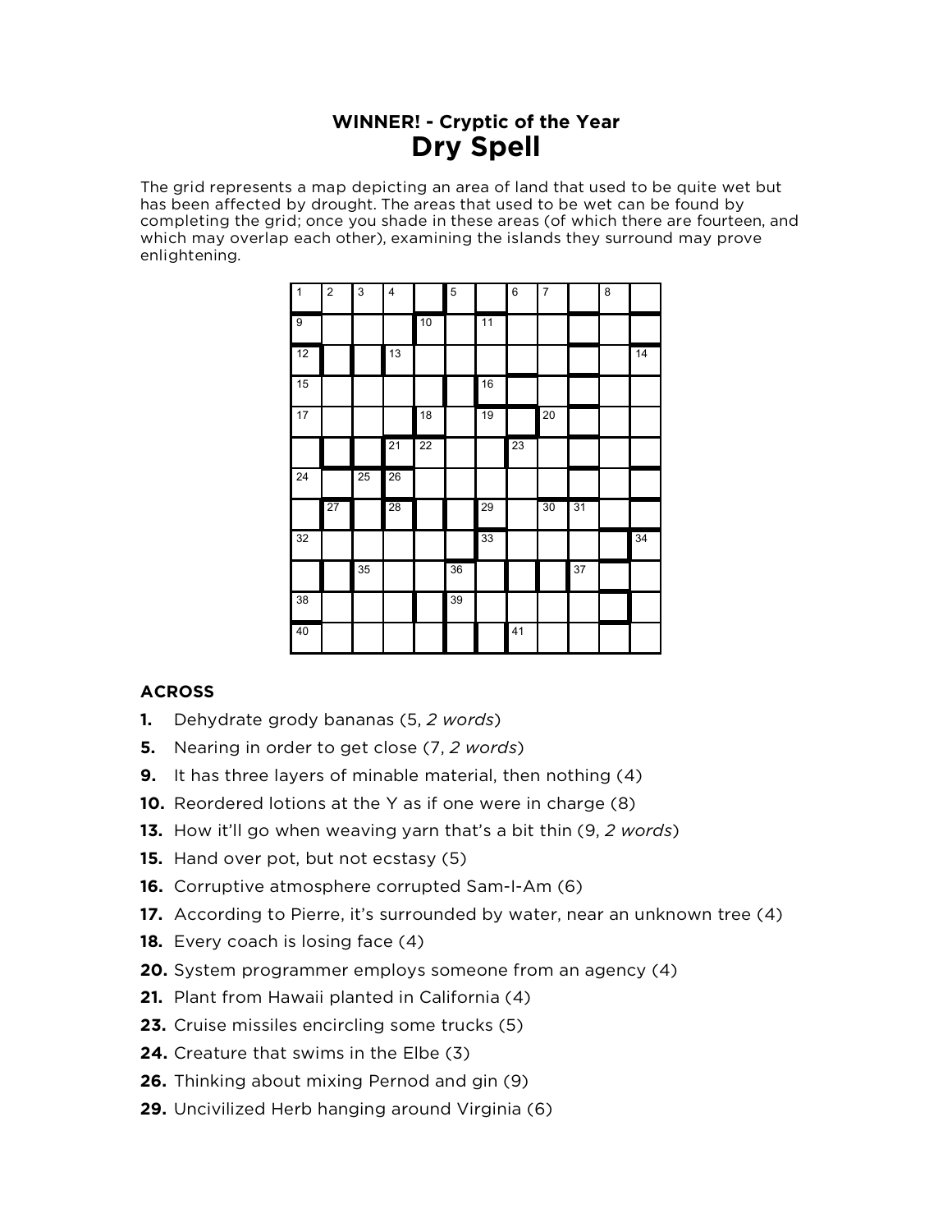**WINNER! - Cryptic of the Year**

# Dry Spell

The grid represents a map depicting an area of land that used to be quite wet but has been affected by drought. The areas that used to be wet can be found by completing the grid; once you shade in these areas (of which there are fourteen, and which may overlap each other), examining the islands they surround may prove enlightening.

## ACROSS

**1.** Dehydrate grody bananas (5, *2 words*)

**5.** Nearing in order to get close (7, *2 words*)

**9.** It has three layers of minable material, then nothing (4)

**10.** Reordered lotions at the Y as if one were in charge (8)

**13.** How it'll go when weaving yarn that's a bit thin (9, *2 words*)

**15.** Hand over pot, but not ecstasy (5)

**16.** Corruptive atmosphere corrupted Sam-I-Am (6)

**17.** According to Pierre, it's surrounded by water, near an unknown tree (4)

**18.** Every coach is losing face (4)

**20.** System programmer employs someone from an agency (4)

**21.** Plant from Hawaii planted in California (4)

**23.** Cruise missiles encircling some trucks (5)

**24.** Creature that swims in the Elbe (3)

**26.** Thinking about mixing Pernod and gin (9)

**29.** Uncivilized Herb hanging around Virginia (6)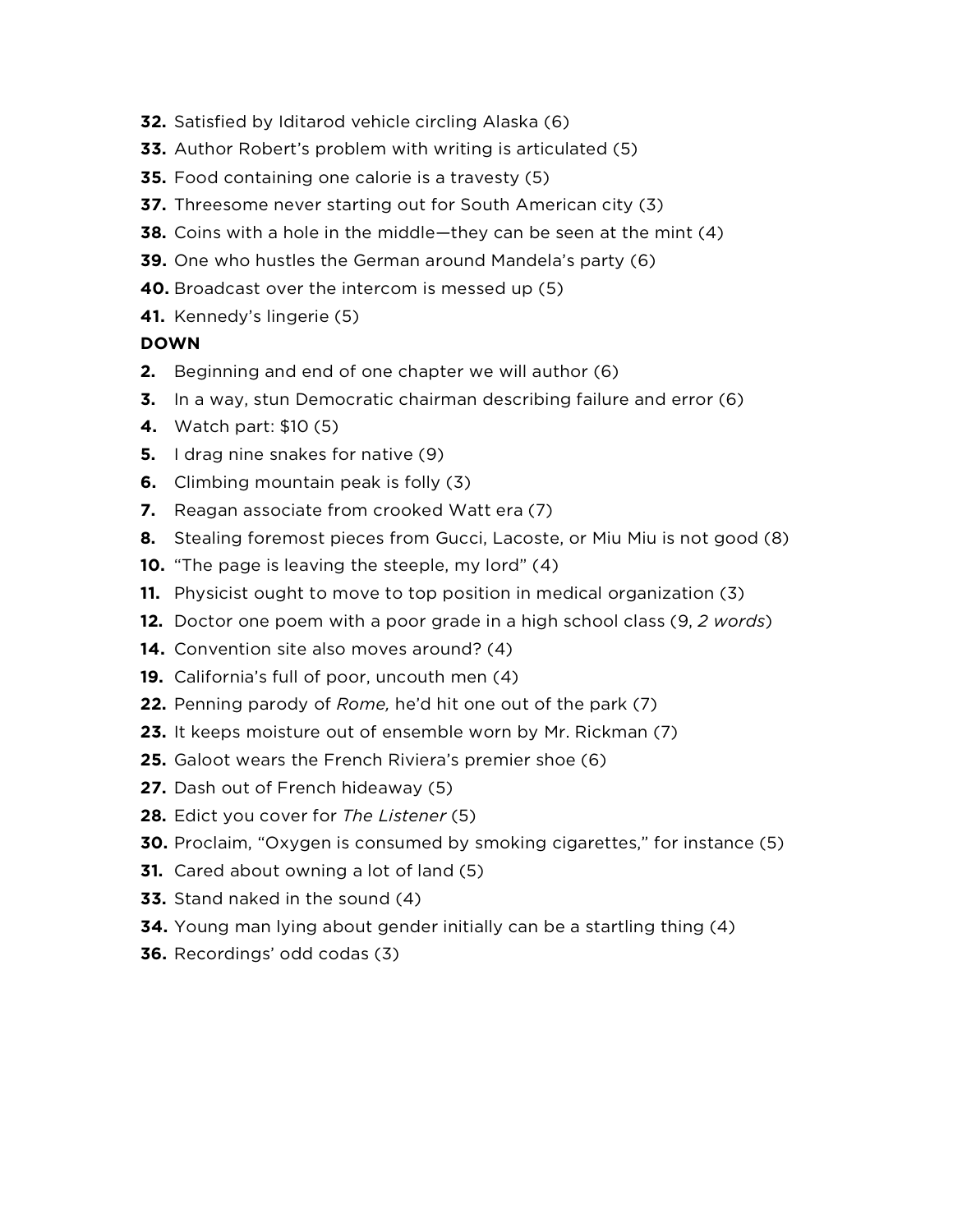**32.** Satisfied by Iditarod vehicle circling Alaska (6)

**33.** Author Robert's problem with writing is articulated (5)

**35.** Food containing one calorie is a travesty (5)

**37.** Threesome never starting out for South American city (3)

**38.** Coins with a hole in the middle—they can be seen at the mint (4)

**39.** One who hustles the German around Mandela's party (6)

**40.** Broadcast over the intercom is messed up (5)

**41.** Kennedy's lingerie (5)

**DOWN**

**2.** Beginning and end of one chapter we will author (6)

**3.** In a way, stun Democratic chairman describing failure and error (6)

**4.** Watch part: $10 (5)

**5.** I drag nine snakes for native (9)

**6.** Climbing mountain peak is folly (3)

**7.** Reagan associate from crooked Watt era (7)

**8.** Stealing foremost pieces from Gucci, Lacoste, or Miu Miu is not good (8)

**10.** "The page is leaving the steeple, my lord" (4)

**11.** Physicist ought to move to top position in medical organization (3)

**12.** Doctor one poem with a poor grade in a high school class (9, *2 words*)

**14.** Convention site also moves around? (4)

**19.** California's full of poor, uncouth men (4)

**22.** Penning parody of *Rome,* he'd hit one out of the park (7)

**23.** It keeps moisture out of ensemble worn by Mr. Rickman (7)

**25.** Galoot wears the French Riviera's premier shoe (6)

**27.** Dash out of French hideaway (5)

**28.** Edict you cover for *The Listener* (5)

**30.** Proclaim, "Oxygen is consumed by smoking cigarettes," for instance (5)

**31.** Cared about owning a lot of land (5)

**33.** Stand naked in the sound (4)

**34.** Young man lying about gender initially can be a startling thing (4)

**36.** Recordings' odd codas (3)